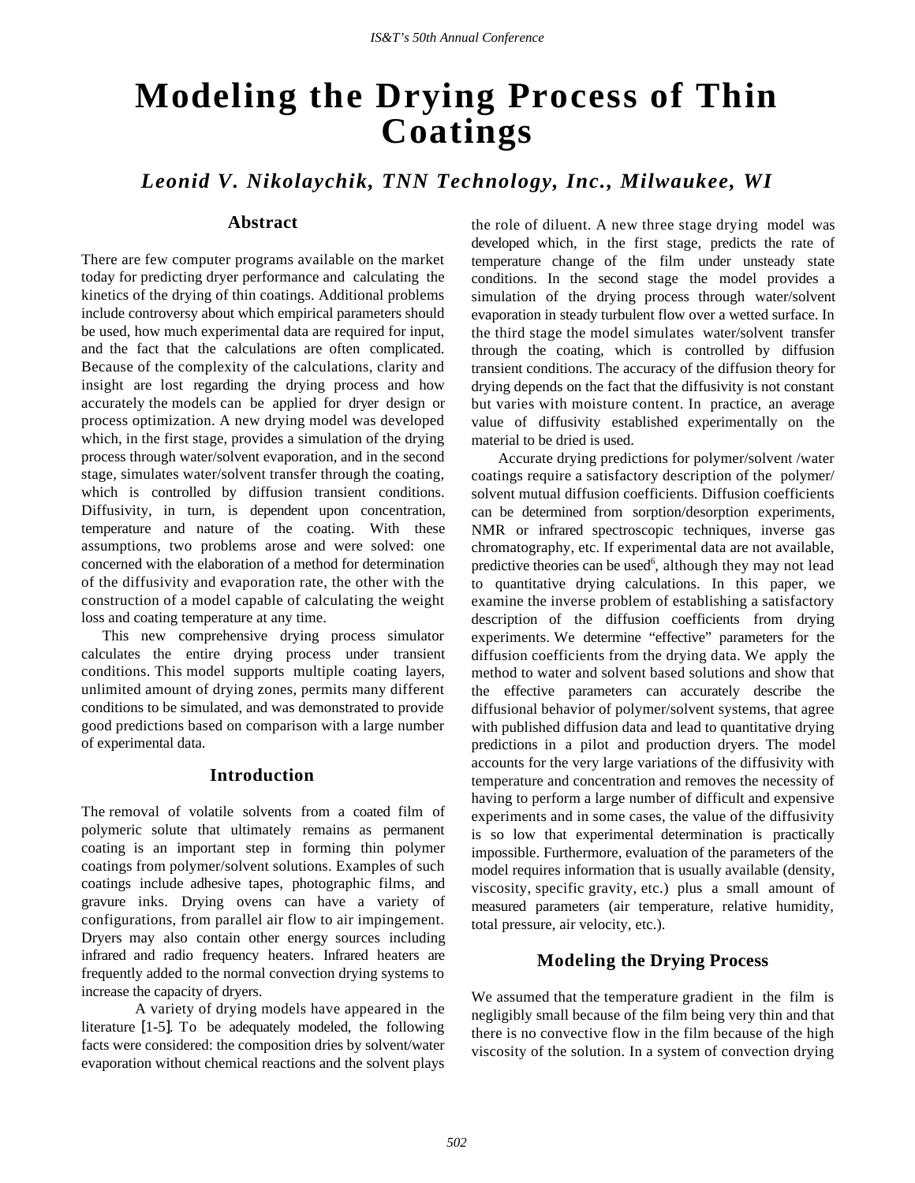# Modeling the Drying Process of Thin Coatings

### *Leonid V. Nikolaychik, TNN Technology, Inc., Milwaukee, WI*

## Abstract

There are few computer programs available on the market today for predicting dryer performance and calculating the kinetics of the drying of thin coatings. Additional problems include controversy about which empirical parameters should be used, how much experimental data are required for input, and the fact that the calculations are often complicated. Because of the complexity of the calculations, clarity and insight are lost regarding the drying process and how accurately the models can be applied for dryer design or process optimization. A new drying model was developed which, in the first stage, provides a simulation of the drying process through water/solvent evaporation, and in the second stage, simulates water/solvent transfer through the coating, which is controlled by diffusion transient conditions. Diffusivity, in turn, is dependent upon concentration, temperature and nature of the coating. With these assumptions, two problems arose and were solved: one concerned with the elaboration of a method for determination of the diffusivity and evaporation rate, the other with the construction of a model capable of calculating the weight loss and coating temperature at any time.

This new comprehensive drying process simulator calculates the entire drying process under transient conditions. This model supports multiple coating layers, unlimited amount of drying zones, permits many different conditions to be simulated, and was demonstrated to provide good predictions based on comparison with a large number of experimental data.

## Introduction

The removal of volatile solvents from a coated film of polymeric solute that ultimately remains as permanent coating is an important step in forming thin polymer coatings from polymer/solvent solutions. Examples of such coatings include adhesive tapes, photographic films, and gravure inks. Drying ovens can have a variety of configurations, from parallel air flow to air impingement. Dryers may also contain other energy sources including infrared and radio frequency heaters. Infrared heaters are frequently added to the normal convection drying systems to increase the capacity of dryers.

A variety of drying models have appeared in the literature [1-5]. To be adequately modeled, the following facts were considered: the composition dries by solvent/water evaporation without chemical reactions and the solvent plays the role of diluent. A new three stage drying model was developed which, in the first stage, predicts the rate of temperature change of the film under unsteady state conditions. In the second stage the model provides a simulation of the drying process through water/solvent evaporation in steady turbulent flow over a wetted surface. In the third stage the model simulates water/solvent transfer through the coating, which is controlled by diffusion transient conditions. The accuracy of the diffusion theory for drying depends on the fact that the diffusivity is not constant but varies with moisture content. In practice, an average value of diffusivity established experimentally on the material to be dried is used.

Accurate drying predictions for polymer/solvent /water coatings require a satisfactory description of the polymer/ solvent mutual diffusion coefficients. Diffusion coefficients can be determined from sorption/desorption experiments, NMR or infrared spectroscopic techniques, inverse gas chromatography, etc. If experimental data are not available, predictive theories can be used[6], although they may not lead to quantitative drying calculations. In this paper, we examine the inverse problem of establishing a satisfactory description of the diffusion coefficients from drying experiments. We determine "effective" parameters for the diffusion coefficients from the drying data. We apply the method to water and solvent based solutions and show that the effective parameters can accurately describe the diffusional behavior of polymer/solvent systems, that agree with published diffusion data and lead to quantitative drying predictions in a pilot and production dryers. The model accounts for the very large variations of the diffusivity with temperature and concentration and removes the necessity of having to perform a large number of difficult and expensive experiments and in some cases, the value of the diffusivity is so low that experimental determination is practically impossible. Furthermore, evaluation of the parameters of the model requires information that is usually available (density, viscosity, specific gravity, etc.) plus a small amount of measured parameters (air temperature, relative humidity, total pressure, air velocity, etc.).

## Modeling the Drying Process

We assumed that the temperature gradient in the film is negligibly small because of the film being very thin and that there is no convective flow in the film because of the high viscosity of the solution. In a system of convection drying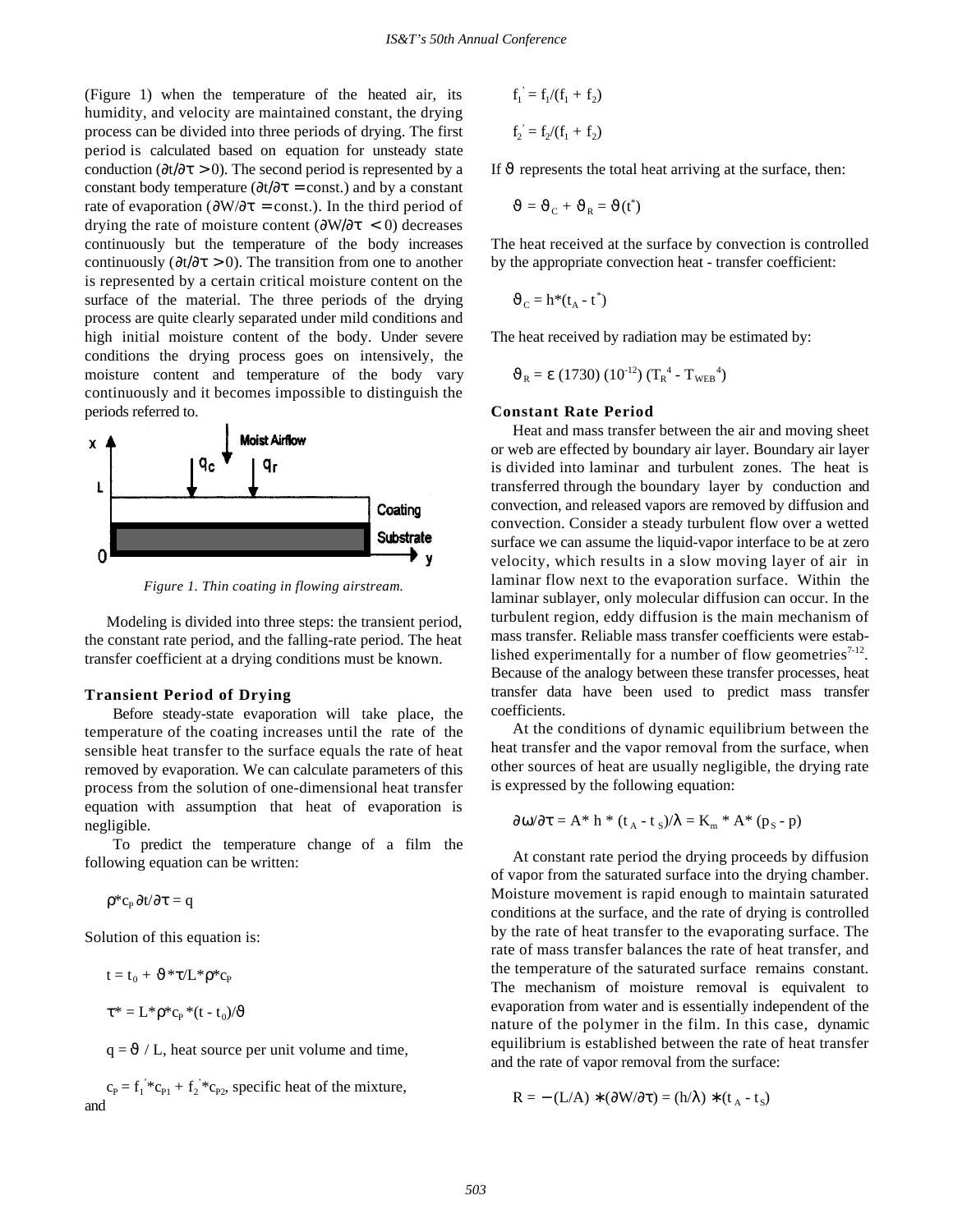(Figure 1) when the temperature of the heated air, its humidity, and velocity are maintained constant, the drying process can be divided into three periods of drying. The first period is calculated based on equation for unsteady state conduction ($\partial t/\partial \tau > 0$). The second period is represented by a constant body temperature ($\partial t/\partial \tau = \text{const.}$) and by a constant rate of evaporation ($\partial W/\partial \tau = \text{const.}$). In the third period of drying the rate of moisture content ($\partial W/\partial \tau < 0$) decreases continuously but the temperature of the body increases continuously ($\partial t/\partial \tau > 0$). The transition from one to another is represented by a certain critical moisture content on the surface of the material. The three periods of the drying process are quite clearly separated under mild conditions and high initial moisture content of the body. Under severe conditions the drying process goes on intensively, the moisture content and temperature of the body vary continuously and it becomes impossible to distinguish the periods referred to.

*Figure 1. Thin coating in flowing airstream.*

Modeling is divided into three steps: the transient period, the constant rate period, and the falling-rate period. The heat transfer coefficient at a drying conditions must be known.

### Transient Period of Drying

Before steady-state evaporation will take place, the temperature of the coating increases until the rate of the sensible heat transfer to the surface equals the rate of heat removed by evaporation. We can calculate parameters of this process from the solution of one-dimensional heat transfer equation with assumption that heat of evaporation is negligible.

To predict the temperature change of a film the following equation can be written:

$$\rho * c_P \, \partial t/\partial \tau = q$$

Solution of this equation is:

$$t = t_0 + \vartheta * \tau / L * \rho * c_P$$

$$\tau^* = L * \rho * c_P * (t - t_0)/\vartheta$$

$q = \vartheta / L$, heat source per unit volume and time,

$c_P = f_1' * c_{P1} + f_2' * c_{P2}$, specific heat of the mixture, and

$$f_1' = f_1/(f_1 + f_2)$$

$$f_2' = f_2/(f_1 + f_2)$$

If $\vartheta$ represents the total heat arriving at the surface, then:

$$\vartheta = \vartheta_C + \vartheta_R = \vartheta(t^*)$$

The heat received at the surface by convection is controlled by the appropriate convection heat - transfer coefficient:

$$\vartheta_C = h * (t_A - t^*)$$

The heat received by radiation may be estimated by:

$$\vartheta_R = \varepsilon \, (1730) \, (10^{-12}) \, (T_R^4 - T_{WEB}^4)$$

### Constant Rate Period

Heat and mass transfer between the air and moving sheet or web are effected by boundary air layer. Boundary air layer is divided into laminar and turbulent zones. The heat is transferred through the boundary layer by conduction and convection, and released vapors are removed by diffusion and convection. Consider a steady turbulent flow over a wetted surface we can assume the liquid-vapor interface to be at zero velocity, which results in a slow moving layer of air in laminar flow next to the evaporation surface. Within the laminar sublayer, only molecular diffusion can occur. In the turbulent region, eddy diffusion is the main mechanism of mass transfer. Reliable mass transfer coefficients were established experimentally for a number of flow geometries[7-12]. Because of the analogy between these transfer processes, heat transfer data have been used to predict mass transfer coefficients.

At the conditions of dynamic equilibrium between the heat transfer and the vapor removal from the surface, when other sources of heat are usually negligible, the drying rate is expressed by the following equation:

$$\partial \omega/\partial \tau = A * h * (t_A - t_S)/\lambda = K_m * A * (p_S - p)$$

At constant rate period the drying proceeds by diffusion of vapor from the saturated surface into the drying chamber. Moisture movement is rapid enough to maintain saturated conditions at the surface, and the rate of drying is controlled by the rate of heat transfer to the evaporating surface. The rate of mass transfer balances the rate of heat transfer, and the temperature of the saturated surface remains constant. The mechanism of moisture removal is equivalent to evaporation from water and is essentially independent of the nature of the polymer in the film. In this case, dynamic equilibrium is established between the rate of heat transfer and the rate of vapor removal from the surface:

$$R = -(L/A) * (\partial W/\partial \tau) = (h/\lambda) * (t_A - t_S)$$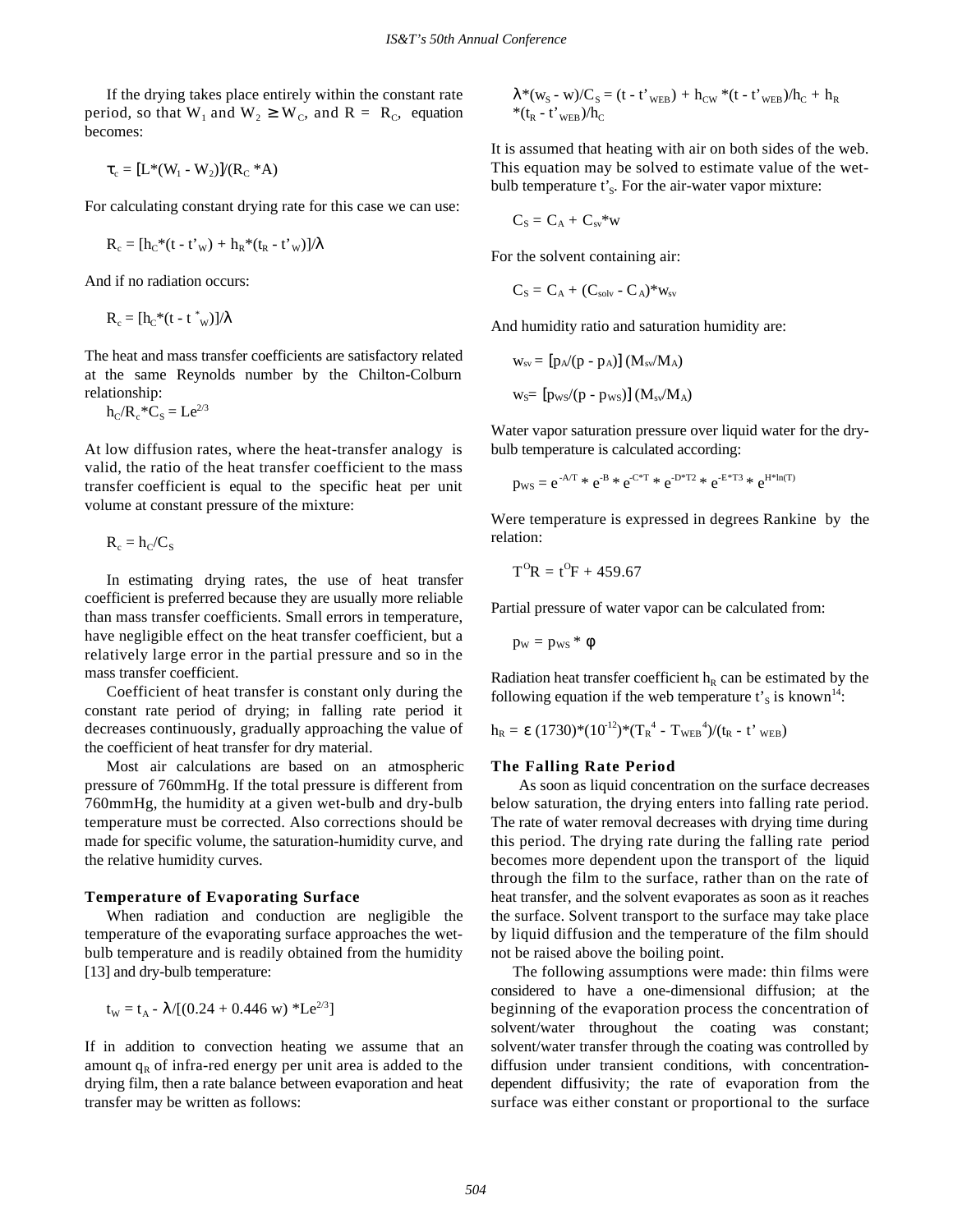If the drying takes place entirely within the constant rate period, so that $W_1$ and $W_2 \geq W_C$, and $R = R_C$, equation becomes:

$$\tau_c = [L*(W_1 - W_2)]/(R_C *A)$$

For calculating constant drying rate for this case we can use:

$$R_c = [h_C*(t - t'_W) + h_R*(t_R - t'_W)]/\lambda$$

And if no radiation occurs:

$$R_c = [h_C*(t - t^*_W)]/\lambda$$

The heat and mass transfer coefficients are satisfactory related at the same Reynolds number by the Chilton-Colburn relationship:

$$h_C/R_c*C_S = Le^{2/3}$$

At low diffusion rates, where the heat-transfer analogy is valid, the ratio of the heat transfer coefficient to the mass transfer coefficient is equal to the specific heat per unit volume at constant pressure of the mixture:

$$R_c = h_C/C_S$$

In estimating drying rates, the use of heat transfer coefficient is preferred because they are usually more reliable than mass transfer coefficients. Small errors in temperature, have negligible effect on the heat transfer coefficient, but a relatively large error in the partial pressure and so in the mass transfer coefficient.

Coefficient of heat transfer is constant only during the constant rate period of drying; in falling rate period it decreases continuously, gradually approaching the value of the coefficient of heat transfer for dry material.

Most air calculations are based on an atmospheric pressure of 760mmHg. If the total pressure is different from 760mmHg, the humidity at a given wet-bulb and dry-bulb temperature must be corrected. Also corrections should be made for specific volume, the saturation-humidity curve, and the relative humidity curves.

### Temperature of Evaporating Surface

When radiation and conduction are negligible the temperature of the evaporating surface approaches the wet-bulb temperature and is readily obtained from the humidity [13] and dry-bulb temperature:

$$t_W = t_A - \lambda/[(0.24 + 0.446\ w) *Le^{2/3}]$$

If in addition to convection heating we assume that an amount $q_R$ of infra-red energy per unit area is added to the drying film, then a rate balance between evaporation and heat transfer may be written as follows:

$$\lambda*(w_S - w)/C_S = (t - t'_{WEB}) + h_{CW} *(t - t'_{WEB})/h_C + h_R *(t_R - t'_{WEB})/h_C$$

It is assumed that heating with air on both sides of the web. This equation may be solved to estimate value of the wet-bulb temperature $t'_S$. For the air-water vapor mixture:

$$C_S = C_A + C_{sv}*w$$

For the solvent containing air:

$$C_S = C_A + (C_{solv} - C_A)*w_{sv}$$

And humidity ratio and saturation humidity are:

$$w_{sv} = [p_A/(p - p_A)]\,(M_{sv}/M_A)$$

$$w_S = [p_{WS}/(p - p_{WS})]\,(M_{sv}/M_A)$$

Water vapor saturation pressure over liquid water for the dry-bulb temperature is calculated according:

$$p_{WS} = e^{-A/T} * e^{-B} * e^{-C*T} * e^{-D*T2} * e^{-E*T3} * e^{H*\ln(T)}$$

Were temperature is expressed in degrees Rankine by the relation:

$$T^{O}R = t^{O}F + 459.67$$

Partial pressure of water vapor can be calculated from:

$$p_W = p_{WS} * \phi$$

Radiation heat transfer coefficient $h_R$ can be estimated by the following equation if the web temperature $t'_S$ is known[14]:

$$h_R = \varepsilon\,(1730)*(10^{-12})*(T_R^{\ 4} - T_{WEB}^{\ 4})/(t_R - t'_{WEB})$$

### The Falling Rate Period

As soon as liquid concentration on the surface decreases below saturation, the drying enters into falling rate period. The rate of water removal decreases with drying time during this period. The drying rate during the falling rate period becomes more dependent upon the transport of the liquid through the film to the surface, rather than on the rate of heat transfer, and the solvent evaporates as soon as it reaches the surface. Solvent transport to the surface may take place by liquid diffusion and the temperature of the film should not be raised above the boiling point.

The following assumptions were made: thin films were considered to have a one-dimensional diffusion; at the beginning of the evaporation process the concentration of solvent/water throughout the coating was constant; solvent/water transfer through the coating was controlled by diffusion under transient conditions, with concentration-dependent diffusivity; the rate of evaporation from the surface was either constant or proportional to the surface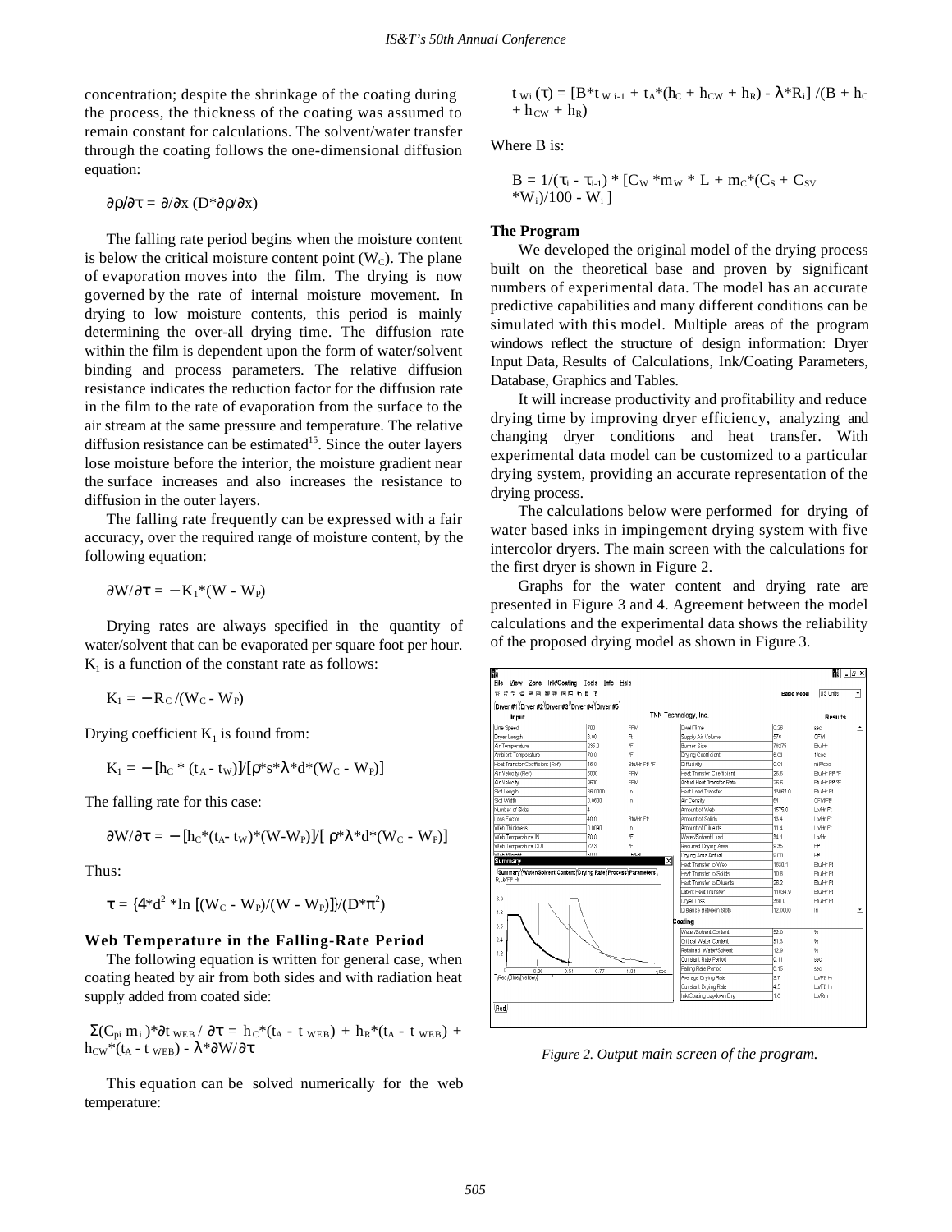concentration; despite the shrinkage of the coating during the process, the thickness of the coating was assumed to remain constant for calculations. The solvent/water transfer through the coating follows the one-dimensional diffusion equation:

$$\partial\rho/\partial\tau = \partial/\partial x\,(D*\partial\rho/\partial x)$$

The falling rate period begins when the moisture content is below the critical moisture content point ($W_C$). The plane of evaporation moves into the film. The drying is now governed by the rate of internal moisture movement. In drying to low moisture contents, this period is mainly determining the over-all drying time. The diffusion rate within the film is dependent upon the form of water/solvent binding and process parameters. The relative diffusion resistance indicates the reduction factor for the diffusion rate in the film to the rate of evaporation from the surface to the air stream at the same pressure and temperature. The relative diffusion resistance can be estimated[15]. Since the outer layers lose moisture before the interior, the moisture gradient near the surface increases and also increases the resistance to diffusion in the outer layers.

The falling rate frequently can be expressed with a fair accuracy, over the required range of moisture content, by the following equation:

$$\partial W/\partial\tau = -K_1*(W - W_P)$$

Drying rates are always specified in the quantity of water/solvent that can be evaporated per square foot per hour. $K_1$ is a function of the constant rate as follows:

$$K_1 = -R_C/(W_C - W_P)$$

Drying coefficient $K_1$ is found from:

$$K_1 = -[h_C * (t_A - t_W)]/[\rho*s*\lambda*d*(W_C - W_P)]$$

The falling rate for this case:

$$\partial W/\partial\tau = -[h_C*(t_A - t_W)*(W - W_P)]/[\rho*\lambda*d*(W_C - W_P)]$$

Thus:

$$\tau = \{4*d^2 * \ln[(W_C - W_P)/(W - W_P)]\}/(D*\pi^2)$$

### Web Temperature in the Falling-Rate Period

The following equation is written for general case, when coating heated by air from both sides and with radiation heat supply added from coated side:

$$\Sigma(C_{pi}\, m_i)*\partial t_{WEB}/\partial\tau = h_C*(t_A - t_{WEB}) + h_R*(t_A - t_{WEB}) + h_{CW}*(t_A - t_{WEB}) - \lambda*\partial W/\partial\tau$$

This equation can be solved numerically for the web temperature:

$$t_{Wi}(\tau) = [B*t_{W\,i-1} + t_A*(h_C + h_{CW} + h_R) - \lambda*R_i]/(B + h_C + h_{CW} + h_R)$$

Where B is:

$$B = 1/(\tau_i - \tau_{i-1}) * [C_W * m_W * L + m_C*(C_S + C_{SV} * W_i)/100 - W_i]$$

### The Program

We developed the original model of the drying process built on the theoretical base and proven by significant numbers of experimental data. The model has an accurate predictive capabilities and many different conditions can be simulated with this model. Multiple areas of the program windows reflect the structure of design information: Dryer Input Data, Results of Calculations, Ink/Coating Parameters, Database, Graphics and Tables.

It will increase productivity and profitability and reduce drying time by improving dryer efficiency, analyzing and changing dryer conditions and heat transfer. With experimental data model can be customized to a particular drying system, providing an accurate representation of the drying process.

The calculations below were performed for drying of water based inks in impingement drying system with five intercolor dryers. The main screen with the calculations for the first dryer is shown in Figure 2.

Graphs for the water content and drying rate are presented in Figure 3 and 4. Agreement between the model calculations and the experimental data shows the reliability of the proposed drying model as shown in Figure 3.

| Input | | | Results | | |
|---|---|---|---|---|---|
| Line Speed | 700 | FPM | Dwell Time | 0.26 | sec |
| Dryer Length | 3.00 | Ft | Supply Air Volume | 578 | CFM |
| Air Temperature | 235.0 | °F | Burner Size | 76275 | Btu/Hr |
| Ambient Temperature | 70.0 | °F | Drying Coefficient | 6.03 | 1/sec |
| Heat Transfer Coefficient (Ref) | 16.0 | Btu/Hr Ft² °F | Diffusivity | 0.01 | mF/sec |
| Air Velocity (Ref) | 5000 | FPM | Heat Transfer Coefficient | 25.5 | Btu/Hr Ft² °F |
| Air Velocity | 9600 | FPM | Actual Heat Transfer Rate | 25.5 | Btu/Hr Ft² °F |
| Slot Length | 36.0000 | In | Heat Load Transfer | 13062.0 | Btu/Hr Ft |
| Slot Width | 0.0600 | In | Air Density | 54 | CFM/Ft² |
| Number of Slots | 4 | | Amount of Web | 1575.0 | Lb/Hr Ft |
| Loss Factor | 40.0 | Btu/Hr Ft² | Amount of Solids | 13.4 | Lb/Hr Ft |
| Web Thickness | 0.0090 | In | Amount of Diluents | 11.4 | Lb/Hr Ft |
| Web Temperature IN | 70.0 | °F | Water/Solvent Load | 34.1 | Lb/Hr |
| Web Temperature OUT | 72.3 | °F | Required Drying Area | 9.35 | Ft² |
| | | | Drying Area Actual | 9.00 | Ft² |
| | | | Heat Transfer to Web | 1830.1 | Btu/Hr Ft |
| | | | Heat Transfer to Solids | 10.5 | Btu/Hr Ft |
| | | | Heat Transfer to Diluents | 26.3 | Btu/Hr Ft |
| | | | Latent Heat Transfer | 11034.9 | Btu/Hr Ft |
| | | | Dryer Loss | 360.0 | Btu/Hr Ft |
| | | | Distance Between Slots | 12.0000 | In |
| | | | **Coating** | | |
| | | | Water/Solvent Content | 52.0 | % |
| | | | Critical Water Content | 31.3 | % |
| | | | Retained Water/Solvent | 12.9 | % |
| | | | Constant Rate Period | 0.11 | sec |
| | | | Falling Rate Period | 0.15 | sec |
| | | | Average Drying Rate | 3.7 | Lb/Ft² Hr |
| | | | Constant Drying Rate | 4.5 | Lb/Ft² Hr |
| | | | Ink/Coating Laydown Dry | 1.0 | Lb/Rm |

*Figure 2. Output main screen of the program.*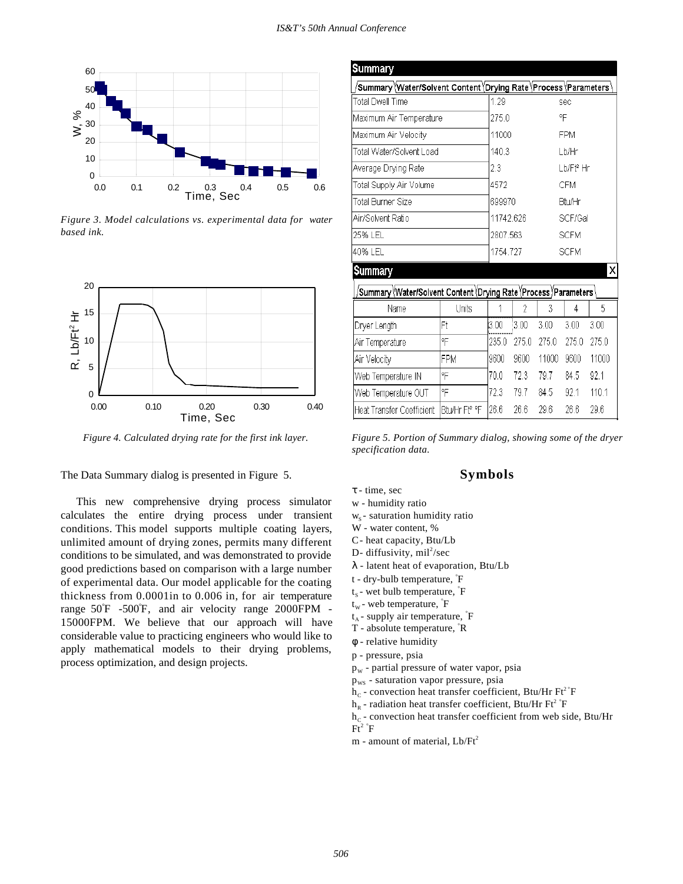Figure 3. Model calculations vs. experimental data for water based ink.

Figure 4. Calculated drying rate for the first ink layer.

The Data Summary dialog is presented in Figure 5.

This new comprehensive drying process simulator calculates the entire drying process under transient conditions. This model supports multiple coating layers, unlimited amount of drying zones, permits many different conditions to be simulated, and was demonstrated to provide good predictions based on comparison with a large number of experimental data. Our model applicable for the coating thickness from 0.0001in to 0.006 in, for air temperature range 50°F -500°F, and air velocity range 2000FPM - 15000FPM. We believe that our approach will have considerable value to practicing engineers who would like to apply mathematical models to their drying problems, process optimization, and design projects.

**Summary**

Summary | Water/Solvent Content | Drying Rate | Process | Parameters

| | | |
|---|---|---|
| Total Dwell Time | 1.29 | sec |
| Maximum Air Temperature | 275.0 | °F |
| Maximum Air Velocity | 11000 | FPM |
| Total Water/Solvent Load | 140.3 | Lb/Hr |
| Average Drying Rate | 2.3 | Lb/Ft² Hr |
| Total Supply Air Volume | 4572 | CFM |
| Total Burner Size | 699970 | Btu/Hr |
| Air/Solvent Ratio | 11742.626 | SCF/Gal |
| 25% LEL | 2807.563 | SCFM |
| 40% LEL | 1754.727 | SCFM |

**Summary**

Summary | Water/Solvent Content | Drying Rate | Process | Parameters

| Name | Units | 1 | 2 | 3 | 4 | 5 |
|---|---|---|---|---|---|---|
| Dryer Length | Ft | 3.00 | 3.00 | 3.00 | 3.00 | 3.00 |
| Air Temperature | °F | 235.0 | 275.0 | 275.0 | 275.0 | 275.0 |
| Air Velocity | FPM | 9600 | 9600 | 11000 | 9600 | 11000 |
| Web Temperature IN | °F | 70.0 | 72.3 | 79.7 | 84.5 | 92.1 |
| Web Temperature OUT | °F | 72.3 | 79.7 | 84.5 | 92.1 | 110.1 |
| Heat Transfer Coefficient | Btu/Hr Ft² °F | 26.6 | 26.6 | 29.6 | 26.6 | 29.6 |

*Figure 5. Portion of Summary dialog, showing some of the dryer specification data.*

## Symbols

$\tau$ - time, sec  
w - humidity ratio  
$w_s$ - saturation humidity ratio  
W - water content, %  
C - heat capacity, Btu/Lb  
D - diffusivity, $mil^2/sec$  
$\lambda$ - latent heat of evaporation, Btu/Lb  
t - dry-bulb temperature, °F  
$t_s$ - wet bulb temperature, °F  
$t_w$ - web temperature, °F  
$t_A$ - supply air temperature, °F  
T - absolute temperature, °R  
$\varphi$ - relative humidity  
p - pressure, psia  
$p_w$ - partial pressure of water vapor, psia  
$p_{ws}$ - saturation vapor pressure, psia  
$h_C$ - convection heat transfer coefficient, Btu/Hr $Ft^2$ °F  
$h_R$ - radiation heat transfer coefficient, Btu/Hr $Ft^2$ °F  
$h_C$ - convection heat transfer coefficient from web side, Btu/Hr $Ft^2$ °F  
m - amount of material, $Lb/Ft^2$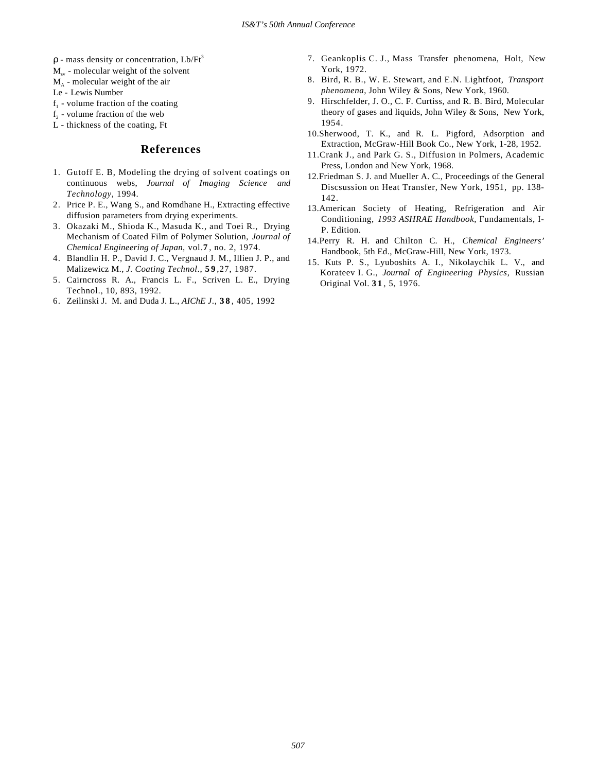$\rho$ - mass density or concentration, Lb/Ft$^3$

$M_{sv}$ - molecular weight of the solvent

$M_A$ - molecular weight of the air

Le - Lewis Number

$f_1$ - volume fraction of the coating

$f_2$ - volume fraction of the web

L - thickness of the coating, Ft

## References

1. Gutoff E. B, Modeling the drying of solvent coatings on continuous webs, *Journal of Imaging Science and Technology*, 1994.
2. Price P. E., Wang S., and Romdhane H., Extracting effective diffusion parameters from drying experiments.
3. Okazaki M., Shioda K., Masuda K., and Toei R., Drying Mechanism of Coated Film of Polymer Solution, *Journal of Chemical Engineering of Japan*, vol.**7**, no. 2, 1974.
4. Blandlin H. P., David J. C., Vergnaud J. M., Illien J. P., and Malizewicz M., *J. Coating Technol.*, **59**,27, 1987.
5. Cairncross R. A., Francis L. F., Scriven L. E., Drying Technol., 10, 893, 1992.
6. Zeilinski J. M. and Duda J. L., *AIChE J.*, **38**, 405, 1992
7. Geankoplis C. J., Mass Transfer phenomena, Holt, New York, 1972.
8. Bird, R. B., W. E. Stewart, and E.N. Lightfoot, *Transport phenomena*, John Wiley & Sons, New York, 1960.
9. Hirschfelder, J. O., C. F. Curtiss, and R. B. Bird, Molecular theory of gases and liquids, John Wiley & Sons, New York, 1954.
10. Sherwood, T. K., and R. L. Pigford, Adsorption and Extraction, McGraw-Hill Book Co., New York, 1-28, 1952.
11. Crank J., and Park G. S., Diffusion in Polmers, Academic Press, London and New York, 1968.
12. Friedman S. J. and Mueller A. C., Proceedings of the General Discsussion on Heat Transfer, New York, 1951, pp. 138-142.
13. American Society of Heating, Refrigeration and Air Conditioning, *1993 ASHRAE Handbook*, Fundamentals, I-P. Edition.
14. Perry R. H. and Chilton C. H., *Chemical Engineers'* Handbook, 5th Ed., McGraw-Hill, New York, 1973.
15. Kuts P. S., Lyuboshits A. I., Nikolaychik L. V., and Korateev I. G., *Journal of Engineering Physics*, Russian Original Vol. **31**, 5, 1976.